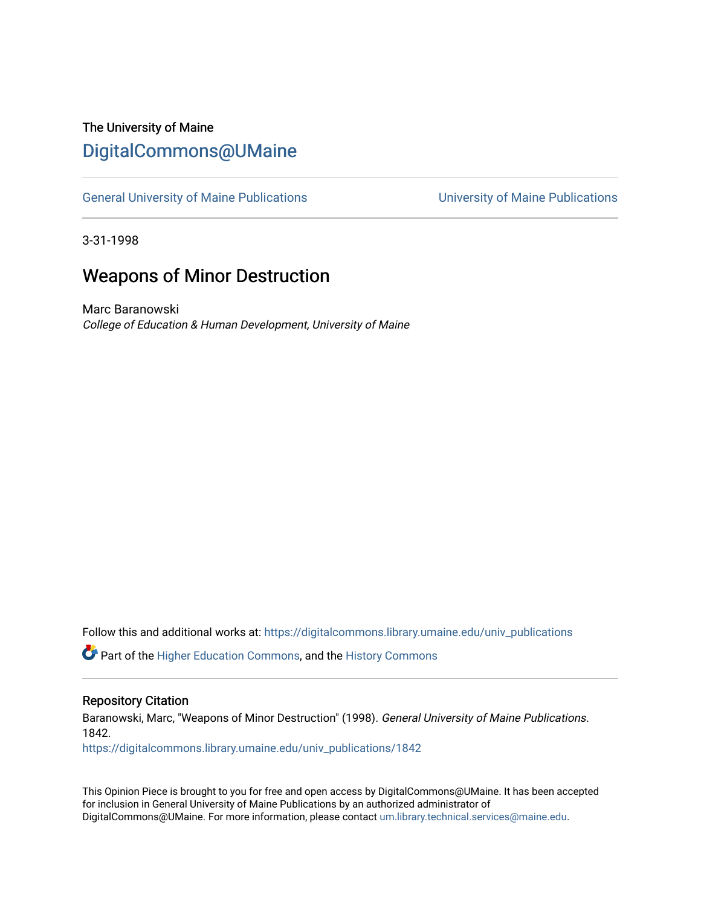The University of Maine

# DigitalCommons@UMaine

General University of Maine Publications | University of Maine Publications

3-31-1998

## Weapons of Minor Destruction

Marc Baranowski
*College of Education & Human Development, University of Maine*

Follow this and additional works at: https://digitalcommons.library.umaine.edu/univ_publications

Part of the Higher Education Commons, and the History Commons

### Repository Citation

Baranowski, Marc, "Weapons of Minor Destruction" (1998). *General University of Maine Publications*. 1842.
https://digitalcommons.library.umaine.edu/univ_publications/1842

This Opinion Piece is brought to you for free and open access by DigitalCommons@UMaine. It has been accepted for inclusion in General University of Maine Publications by an authorized administrator of DigitalCommons@UMaine. For more information, please contact um.library.technical.services@maine.edu.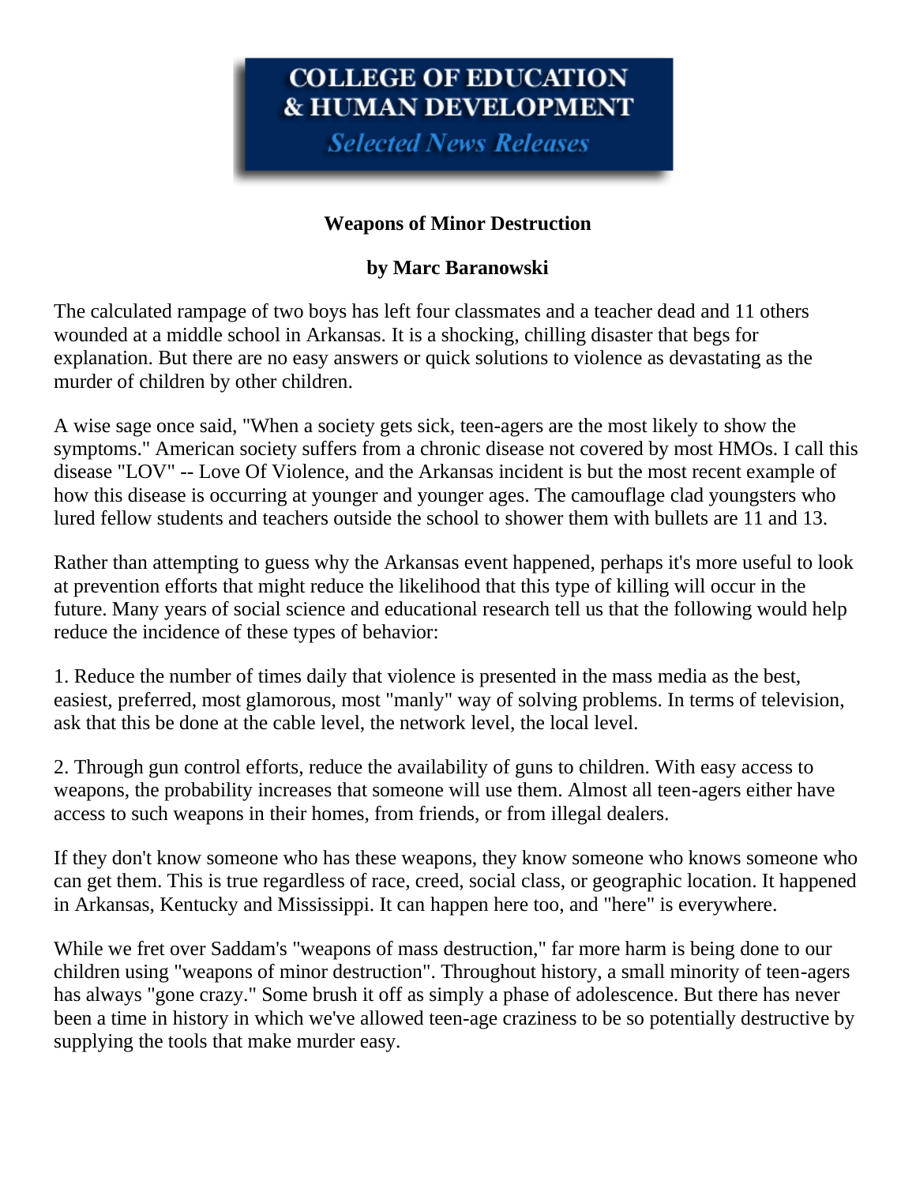# COLLEGE OF EDUCATION & HUMAN DEVELOPMENT

*Selected News Releases*

**Weapons of Minor Destruction**

**by Marc Baranowski**

The calculated rampage of two boys has left four classmates and a teacher dead and 11 others wounded at a middle school in Arkansas. It is a shocking, chilling disaster that begs for explanation. But there are no easy answers or quick solutions to violence as devastating as the murder of children by other children.

A wise sage once said, "When a society gets sick, teen-agers are the most likely to show the symptoms." American society suffers from a chronic disease not covered by most HMOs. I call this disease "LOV" -- Love Of Violence, and the Arkansas incident is but the most recent example of how this disease is occurring at younger and younger ages. The camouflage clad youngsters who lured fellow students and teachers outside the school to shower them with bullets are 11 and 13.

Rather than attempting to guess why the Arkansas event happened, perhaps it's more useful to look at prevention efforts that might reduce the likelihood that this type of killing will occur in the future. Many years of social science and educational research tell us that the following would help reduce the incidence of these types of behavior:

1. Reduce the number of times daily that violence is presented in the mass media as the best, easiest, preferred, most glamorous, most "manly" way of solving problems. In terms of television, ask that this be done at the cable level, the network level, the local level.

2. Through gun control efforts, reduce the availability of guns to children. With easy access to weapons, the probability increases that someone will use them. Almost all teen-agers either have access to such weapons in their homes, from friends, or from illegal dealers.

If they don't know someone who has these weapons, they know someone who knows someone who can get them. This is true regardless of race, creed, social class, or geographic location. It happened in Arkansas, Kentucky and Mississippi. It can happen here too, and "here" is everywhere.

While we fret over Saddam's "weapons of mass destruction," far more harm is being done to our children using "weapons of minor destruction". Throughout history, a small minority of teen-agers has always "gone crazy." Some brush it off as simply a phase of adolescence. But there has never been a time in history in which we've allowed teen-age craziness to be so potentially destructive by supplying the tools that make murder easy.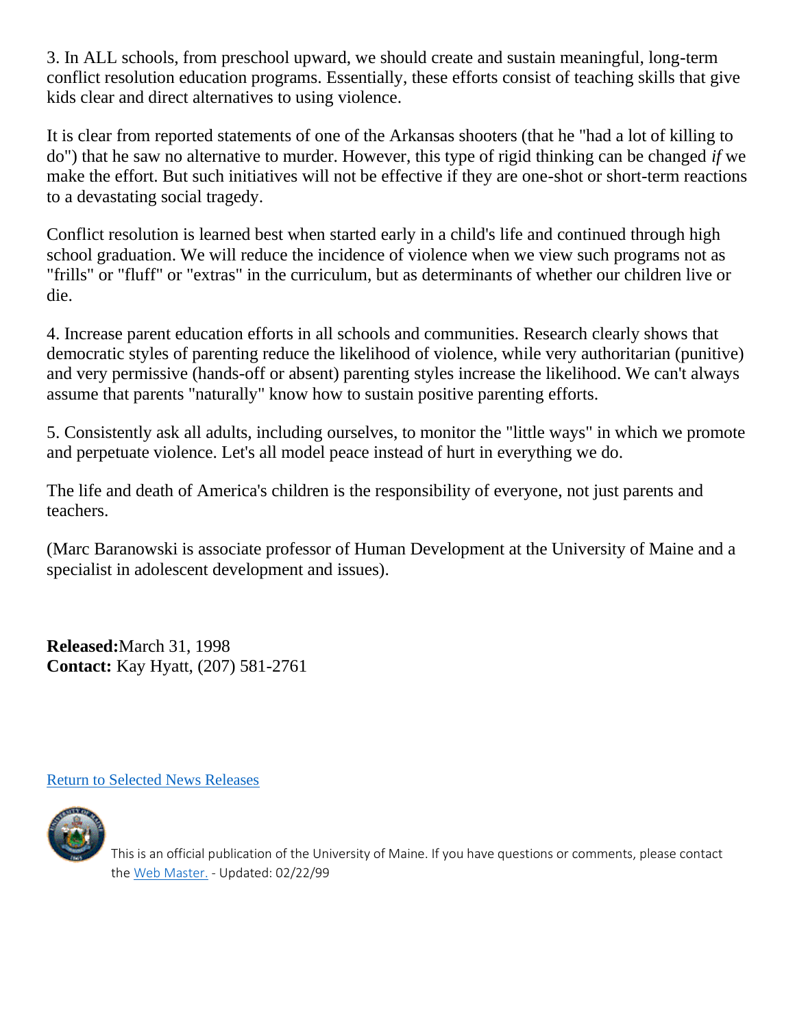3. In ALL schools, from preschool upward, we should create and sustain meaningful, long-term conflict resolution education programs. Essentially, these efforts consist of teaching skills that give kids clear and direct alternatives to using violence.

It is clear from reported statements of one of the Arkansas shooters (that he "had a lot of killing to do") that he saw no alternative to murder. However, this type of rigid thinking can be changed *if* we make the effort. But such initiatives will not be effective if they are one-shot or short-term reactions to a devastating social tragedy.

Conflict resolution is learned best when started early in a child's life and continued through high school graduation. We will reduce the incidence of violence when we view such programs not as "frills" or "fluff" or "extras" in the curriculum, but as determinants of whether our children live or die.

4. Increase parent education efforts in all schools and communities. Research clearly shows that democratic styles of parenting reduce the likelihood of violence, while very authoritarian (punitive) and very permissive (hands-off or absent) parenting styles increase the likelihood. We can't always assume that parents "naturally" know how to sustain positive parenting efforts.

5. Consistently ask all adults, including ourselves, to monitor the "little ways" in which we promote and perpetuate violence. Let's all model peace instead of hurt in everything we do.

The life and death of America's children is the responsibility of everyone, not just parents and teachers.

(Marc Baranowski is associate professor of Human Development at the University of Maine and a specialist in adolescent development and issues).

**Released:**March 31, 1998
**Contact:** Kay Hyatt, (207) 581-2761

Return to Selected News Releases

This is an official publication of the University of Maine. If you have questions or comments, please contact the Web Master. - Updated: 02/22/99